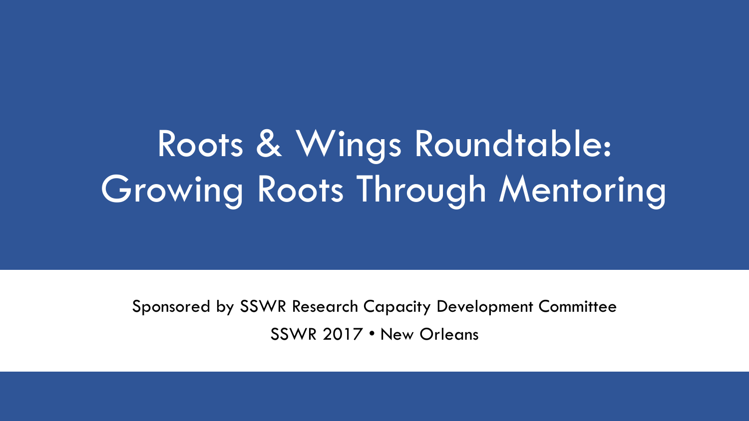# Roots & Wings Roundtable: Growing Roots Through Mentoring

Sponsored by SSWR Research Capacity Development Committee

SSWR 2017 • New Orleans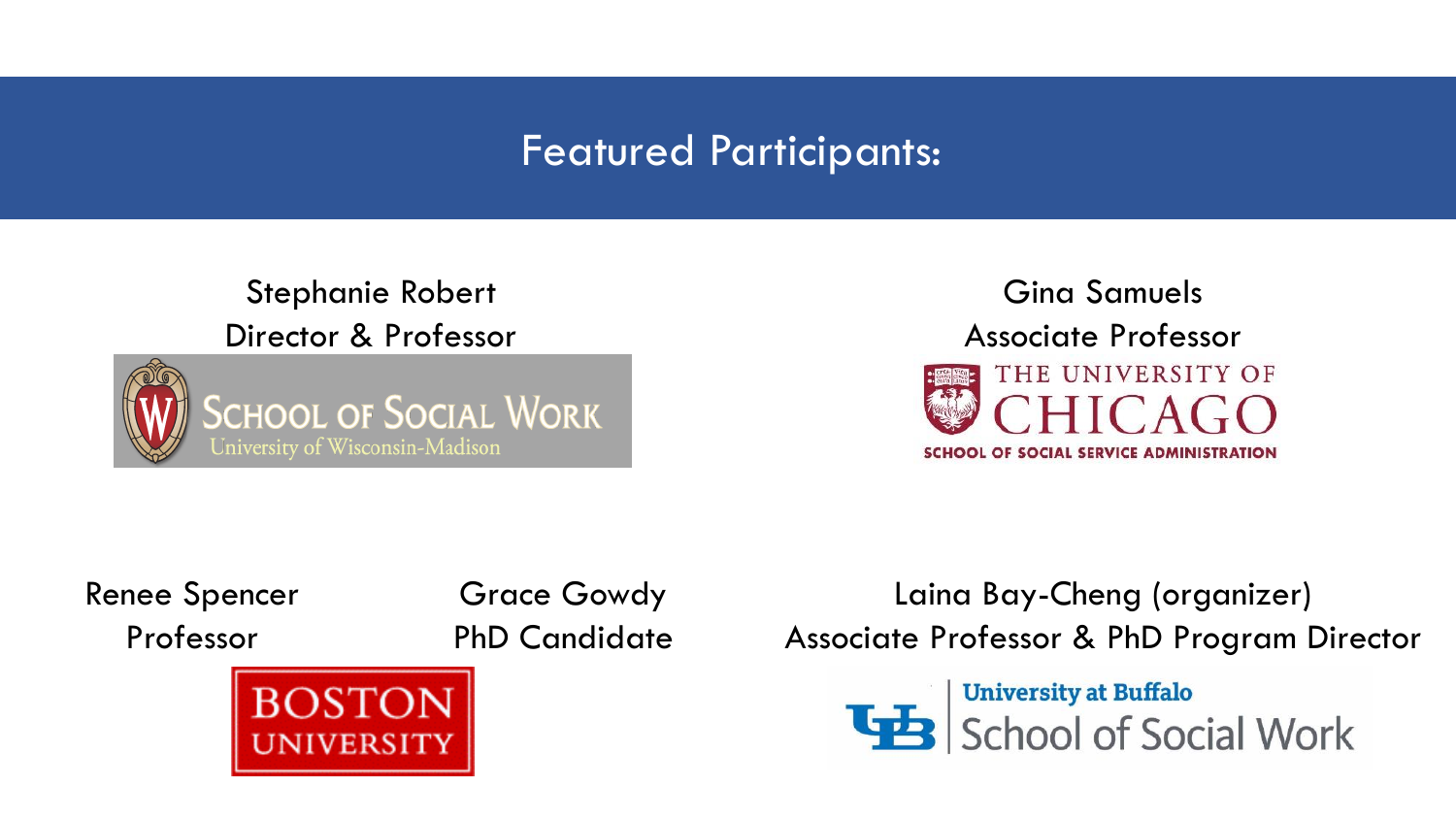# Featured Participants:

Stephanie Robert
Director & Professor

School of Social Work
University of Wisconsin-Madison

Gina Samuels
Associate Professor

The University of Chicago
School of Social Service Administration

Renee Spencer
Professor

Grace Gowdy
PhD Candidate

Boston University

Laina Bay-Cheng (organizer)
Associate Professor & PhD Program Director

University at Buffalo
School of Social Work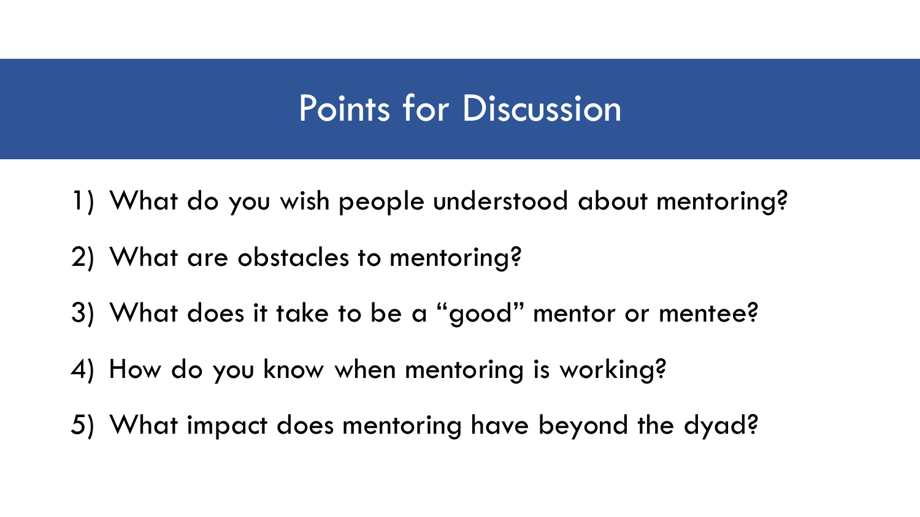# Points for Discussion

1) What do you wish people understood about mentoring?
2) What are obstacles to mentoring?
3) What does it take to be a "good" mentor or mentee?
4) How do you know when mentoring is working?
5) What impact does mentoring have beyond the dyad?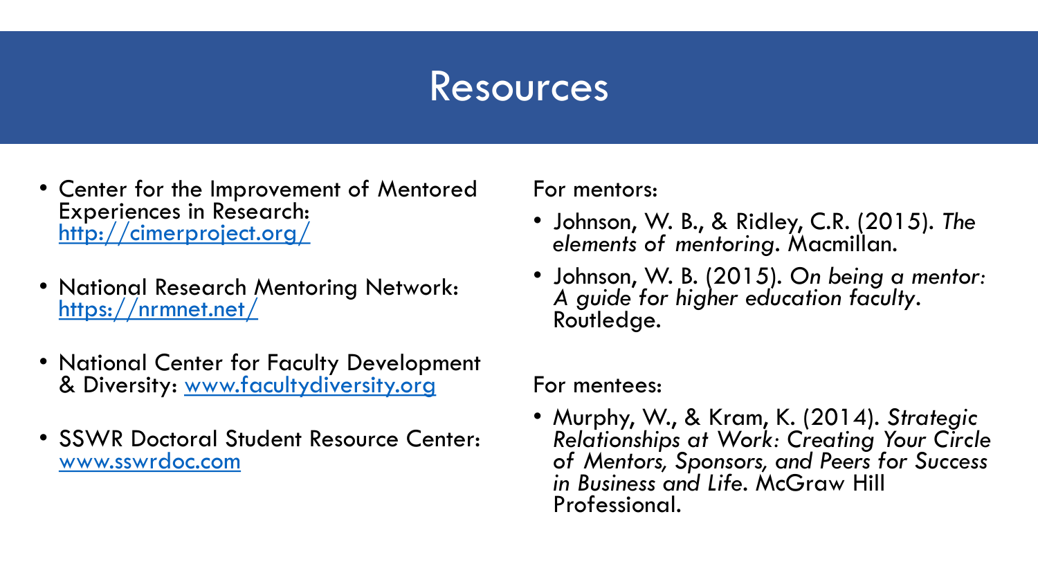# Resources

- Center for the Improvement of Mentored Experiences in Research: http://cimerproject.org/
- National Research Mentoring Network: https://nrmnet.net/
- National Center for Faculty Development & Diversity: www.facultydiversity.org
- SSWR Doctoral Student Resource Center: www.sswrdoc.com

For mentors:

- Johnson, W. B., & Ridley, C.R. (2015). *The elements of mentoring*. Macmillan.
- Johnson, W. B. (2015). O*n being a mentor: A guide for higher education faculty*. Routledge.

For mentees:

- Murphy, W., & Kram, K. (2014). *Strategic Relationships at Work: Creating Your Circle of Mentors, Sponsors, and Peers for Success in Business and Life*. McGraw Hill Professional.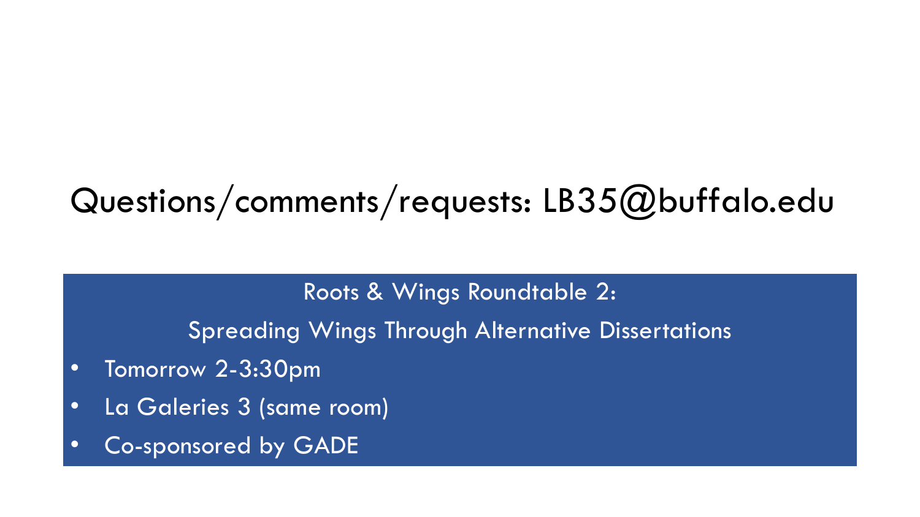# Questions/comments/requests: LB35@buffalo.edu

Roots & Wings Roundtable 2:

Spreading Wings Through Alternative Dissertations

- Tomorrow 2-3:30pm
- La Galeries 3 (same room)
- Co-sponsored by GADE